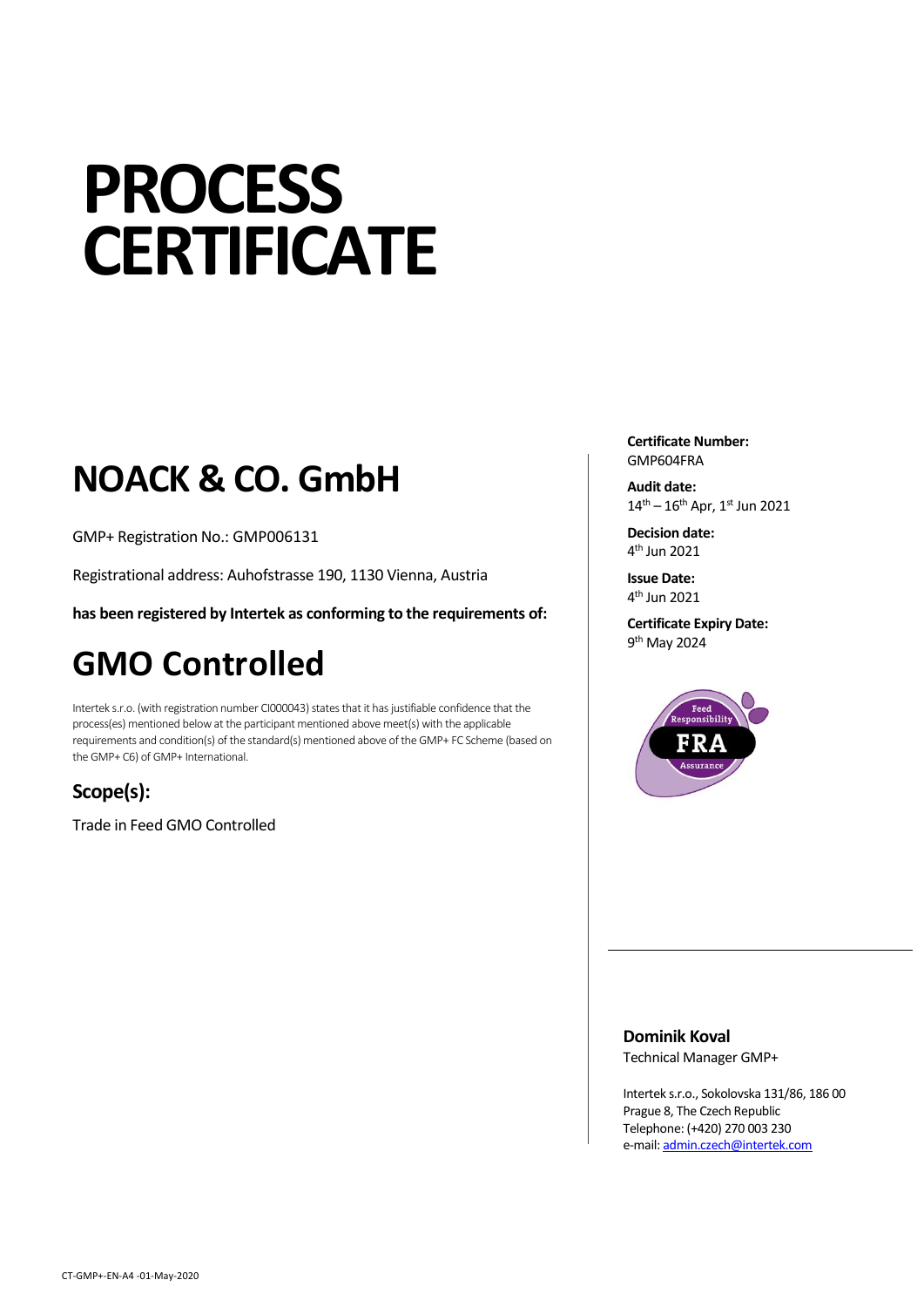# PROCESS CERTIFICATE

## NOACK & CO. GmbH

GMP+ Registration No.: GMP006131

Registrational address: Auhofstrasse 190, 1130 Vienna, Austria

**has been registered by Intertek as conforming to the requirements of:**

## GMO Controlled

Intertek s.r.o. (with registration number CI000043) states that it has justifiable confidence that the process(es) mentioned below at the participant mentioned above meet(s) with the applicable requirements and condition(s) of the standard(s) mentioned above of the GMP+ FC Scheme (based on the GMP+ C6) of GMP+ International.

### Scope(s):

Trade in Feed GMO Controlled

**Certificate Number:**
GMP604FRA

**Audit date:**
14th – 16th Apr, 1st Jun 2021

**Decision date:**
4th Jun 2021

**Issue Date:**
4th Jun 2021

**Certificate Expiry Date:**
9th May 2024

Feed Responsibility FRA Assurance

**Dominik Koval**
Technical Manager GMP+

Intertek s.r.o., Sokolovska 131/86, 186 00
Prague 8, The Czech Republic
Telephone: (+420) 270 003 230
e-mail: admin.czech@intertek.com

CT-GMP+-EN-A4 -01-May-2020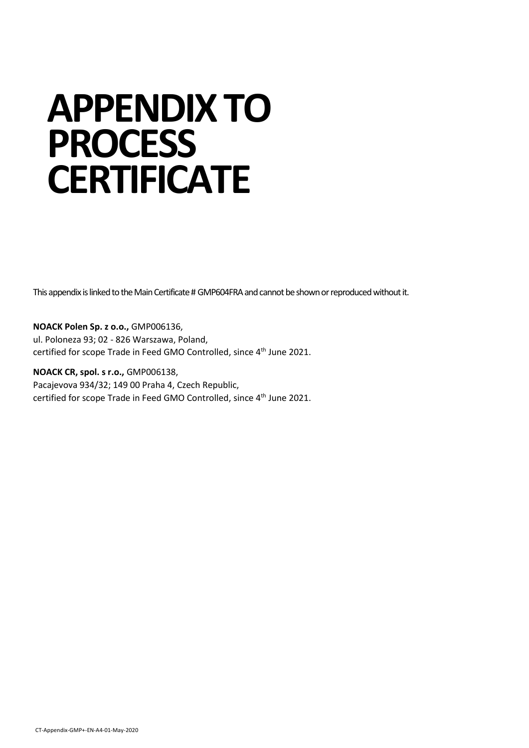# APPENDIX TO PROCESS CERTIFICATE

This appendix is linked to the Main Certificate # GMP604FRA and cannot be shown or reproduced without it.

**NOACK Polen Sp. z o.o.,** GMP006136,
ul. Poloneza 93; 02 - 826 Warszawa, Poland,
certified for scope Trade in Feed GMO Controlled, since 4th June 2021.

**NOACK CR, spol. s r.o.,** GMP006138,
Pacajevova 934/32; 149 00 Praha 4, Czech Republic,
certified for scope Trade in Feed GMO Controlled, since 4th June 2021.

CT-Appendix-GMP+-EN-A4-01-May-2020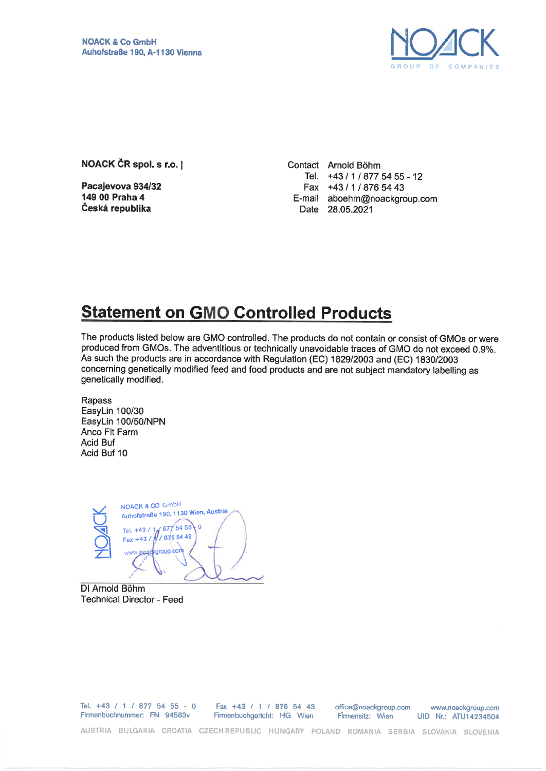NOACK & Co GmbH
Auhofstraße 190, A-1130 Vienna

NOACK GROUP OF COMPANIES

**NOACK ČR spol. s r.o. |**

**Pacajevova 934/32**
**149 00 Praha 4**
**Česká republika**

Contact Arnold Böhm
Tel. +43 / 1 / 877 54 55 - 12
Fax +43 / 1 / 876 54 43
E-mail aboehm@noackgroup.com
Date 28.05.2021

# Statement on GMO Controlled Products

The products listed below are GMO controlled. The products do not contain or consist of GMOs or were produced from GMOs. The adventitious or technically unavoidable traces of GMO do not exceed 0.9%. As such the products are in accordance with Regulation (EC) 1829/2003 and (EC) 1830/2003 concerning genetically modified feed and food products and are not subject mandatory labelling as genetically modified.

Rapass
EasyLin 100/30
EasyLin 100/50/NPN
Anco Fit Farm
Acid Buf
Acid Buf 10

NOACK & CO GmbH
Auhofstraße 190, 1130 Wien, Austria
Tel. +43 / 1 / 877 54 55 - 0
Fax +43 / 1 / 876 54 43
www.noackgroup.com

DI Arnold Böhm
Technical Director - Feed

Tel. +43 / 1 / 877 54 55 - 0 Fax +43 / 1 / 876 54 43 office@noackgroup.com www.noackgroup.com
Firmenbuchnummer: FN 94583v Firmenbuchgericht: HG Wien Firmensitz: Wien UID Nr.: ATU14234504

AUSTRIA BULGARIA CROATIA CZECH REPUBLIC HUNGARY POLAND ROMANIA SERBIA SLOVAKIA SLOVENIA